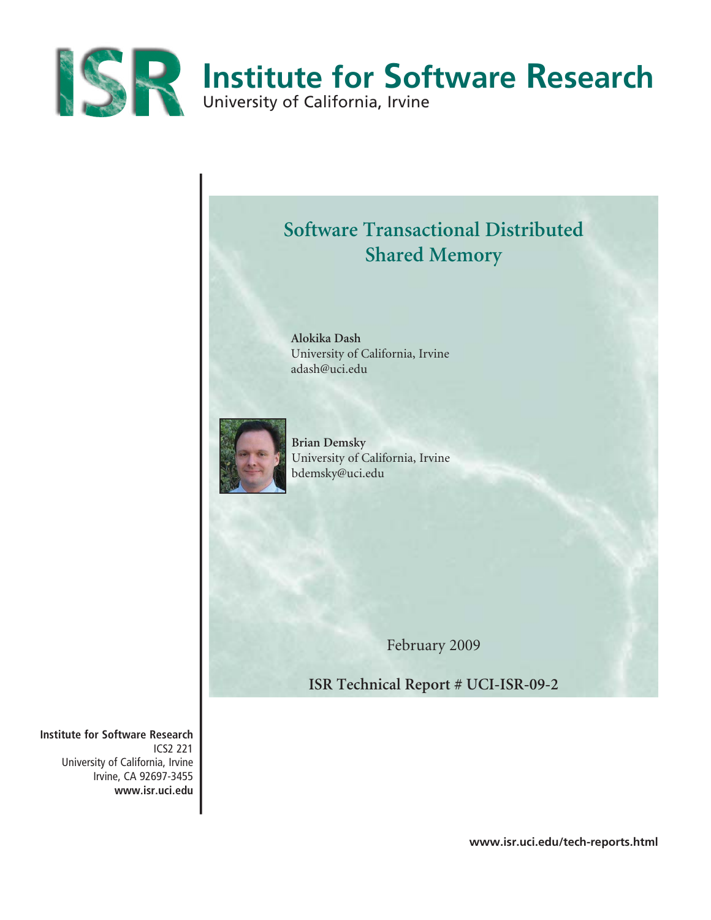# Institute for Software Research

University of California, Irvine

## Software Transactional Distributed Shared Memory

**Alokika Dash**
University of California, Irvine
adash@uci.edu

**Brian Demsky**
University of California, Irvine
bdemsky@uci.edu

February 2009

**ISR Technical Report # UCI-ISR-09-2**

**Institute for Software Research**
ICS2 221
University of California, Irvine
Irvine, CA 92697-3455
**www.isr.uci.edu**

**www.isr.uci.edu/tech-reports.html**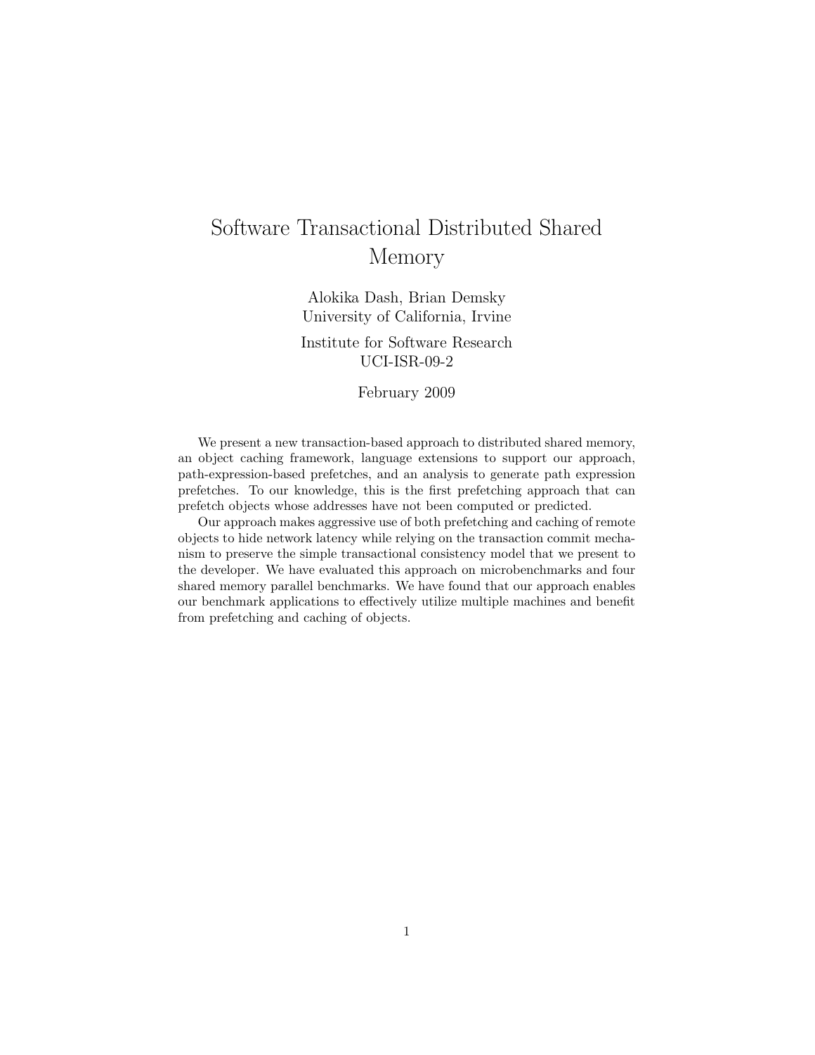# Software Transactional Distributed Shared Memory

Alokika Dash, Brian Demsky  
University of California, Irvine

Institute for Software Research  
UCI-ISR-09-2

February 2009

We present a new transaction-based approach to distributed shared memory, an object caching framework, language extensions to support our approach, path-expression-based prefetches, and an analysis to generate path expression prefetches. To our knowledge, this is the first prefetching approach that can prefetch objects whose addresses have not been computed or predicted.

Our approach makes aggressive use of both prefetching and caching of remote objects to hide network latency while relying on the transaction commit mechanism to preserve the simple transactional consistency model that we present to the developer. We have evaluated this approach on microbenchmarks and four shared memory parallel benchmarks. We have found that our approach enables our benchmark applications to effectively utilize multiple machines and benefit from prefetching and caching of objects.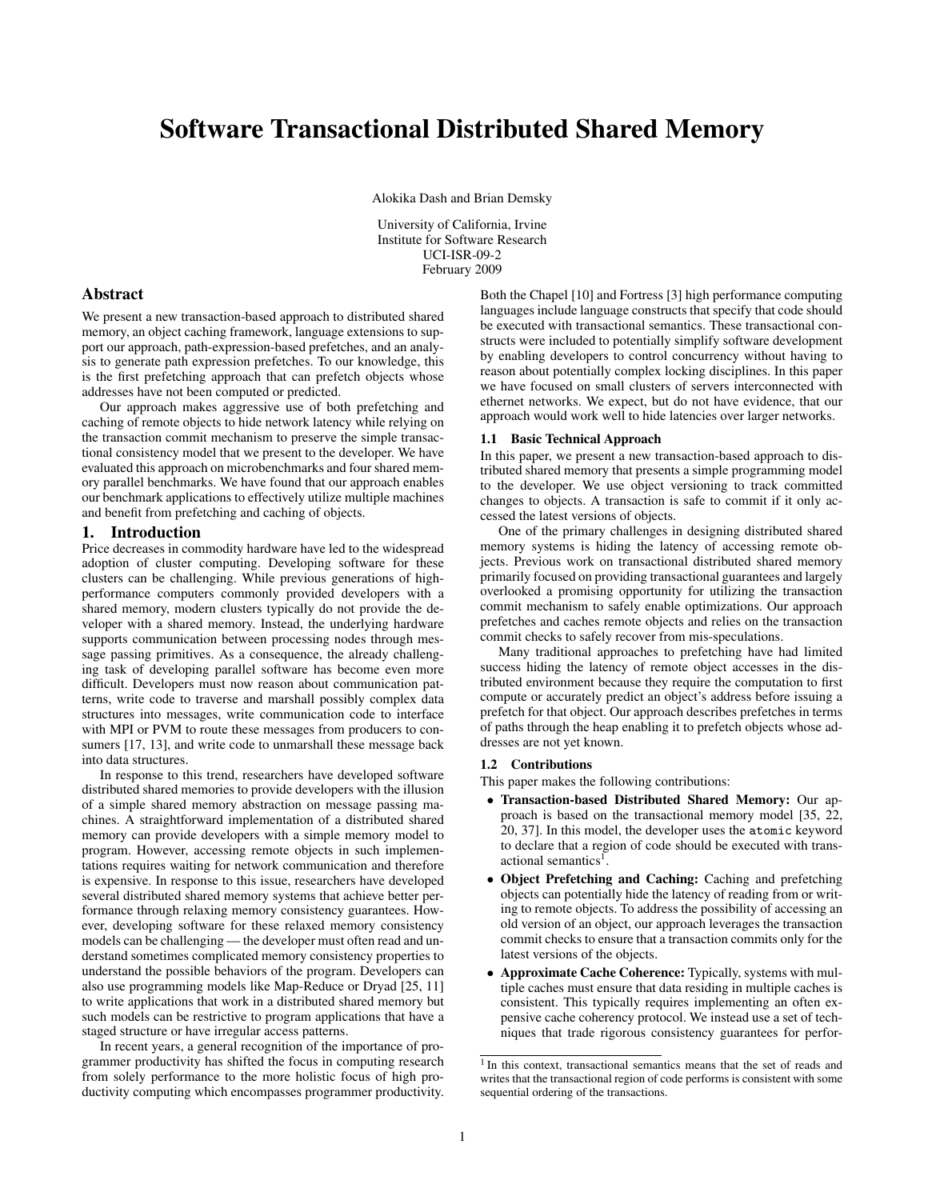# Software Transactional Distributed Shared Memory

Alokika Dash and Brian Demsky

University of California, Irvine
Institute for Software Research
UCI-ISR-09-2
February 2009

## Abstract

We present a new transaction-based approach to distributed shared memory, an object caching framework, language extensions to support our approach, path-expression-based prefetches, and an analysis to generate path expression prefetches. To our knowledge, this is the first prefetching approach that can prefetch objects whose addresses have not been computed or predicted.

Our approach makes aggressive use of both prefetching and caching of remote objects to hide network latency while relying on the transaction commit mechanism to preserve the simple transactional consistency model that we present to the developer. We have evaluated this approach on microbenchmarks and four shared memory parallel benchmarks. We have found that our approach enables our benchmark applications to effectively utilize multiple machines and benefit from prefetching and caching of objects.

## 1. Introduction

Price decreases in commodity hardware have led to the widespread adoption of cluster computing. Developing software for these clusters can be challenging. While previous generations of high-performance computers commonly provided developers with a shared memory, modern clusters typically do not provide the developer with a shared memory. Instead, the underlying hardware supports communication between processing nodes through message passing primitives. As a consequence, the already challenging task of developing parallel software has become even more difficult. Developers must now reason about communication patterns, write code to traverse and marshall possibly complex data structures into messages, write communication code to interface with MPI or PVM to route these messages from producers to consumers [17, 13], and write code to unmarshall these message back into data structures.

In response to this trend, researchers have developed software distributed shared memories to provide developers with the illusion of a simple shared memory abstraction on message passing machines. A straightforward implementation of a distributed shared memory can provide developers with a simple memory model to program. However, accessing remote objects in such implementations requires waiting for network communication and therefore is expensive. In response to this issue, researchers have developed several distributed shared memory systems that achieve better performance through relaxing memory consistency guarantees. However, developing software for these relaxed memory consistency models can be challenging — the developer must often read and understand sometimes complicated memory consistency properties to understand the possible behaviors of the program. Developers can also use programming models like Map-Reduce or Dryad [25, 11] to write applications that work in a distributed shared memory but such models can be restrictive to program applications that have a staged structure or have irregular access patterns.

In recent years, a general recognition of the importance of programmer productivity has shifted the focus in computing research from solely performance to the more holistic focus of high productivity computing which encompasses programmer productivity. Both the Chapel [10] and Fortress [3] high performance computing languages include language constructs that specify that code should be executed with transactional semantics. These transactional constructs were included to potentially simplify software development by enabling developers to control concurrency without having to reason about potentially complex locking disciplines. In this paper we have focused on small clusters of servers interconnected with ethernet networks. We expect, but do not have evidence, that our approach would work well to hide latencies over larger networks.

### 1.1 Basic Technical Approach

In this paper, we present a new transaction-based approach to distributed shared memory that presents a simple programming model to the developer. We use object versioning to track committed changes to objects. A transaction is safe to commit if it only accessed the latest versions of objects.

One of the primary challenges in designing distributed shared memory systems is hiding the latency of accessing remote objects. Previous work on transactional distributed shared memory primarily focused on providing transactional guarantees and largely overlooked a promising opportunity for utilizing the transaction commit mechanism to safely enable optimizations. Our approach prefetches and caches remote objects and relies on the transaction commit checks to safely recover from mis-speculations.

Many traditional approaches to prefetching have had limited success hiding the latency of remote object accesses in the distributed environment because they require the computation to first compute or accurately predict an object's address before issuing a prefetch for that object. Our approach describes prefetches in terms of paths through the heap enabling it to prefetch objects whose addresses are not yet known.

### 1.2 Contributions

This paper makes the following contributions:

- **Transaction-based Distributed Shared Memory:** Our approach is based on the transactional memory model [35, 22, 20, 37]. In this model, the developer uses the `atomic` keyword to declare that a region of code should be executed with transactional semantics[1].
- **Object Prefetching and Caching:** Caching and prefetching objects can potentially hide the latency of reading from or writing to remote objects. To address the possibility of accessing an old version of an object, our approach leverages the transaction commit checks to ensure that a transaction commits only for the latest versions of the objects.
- **Approximate Cache Coherence:** Typically, systems with multiple caches must ensure that data residing in multiple caches is consistent. This typically requires implementing an often expensive cache coherency protocol. We instead use a set of techniques that trade rigorous consistency guarantees for perfor-

[1] In this context, transactional semantics means that the set of reads and writes that the transactional region of code performs is consistent with some sequential ordering of the transactions.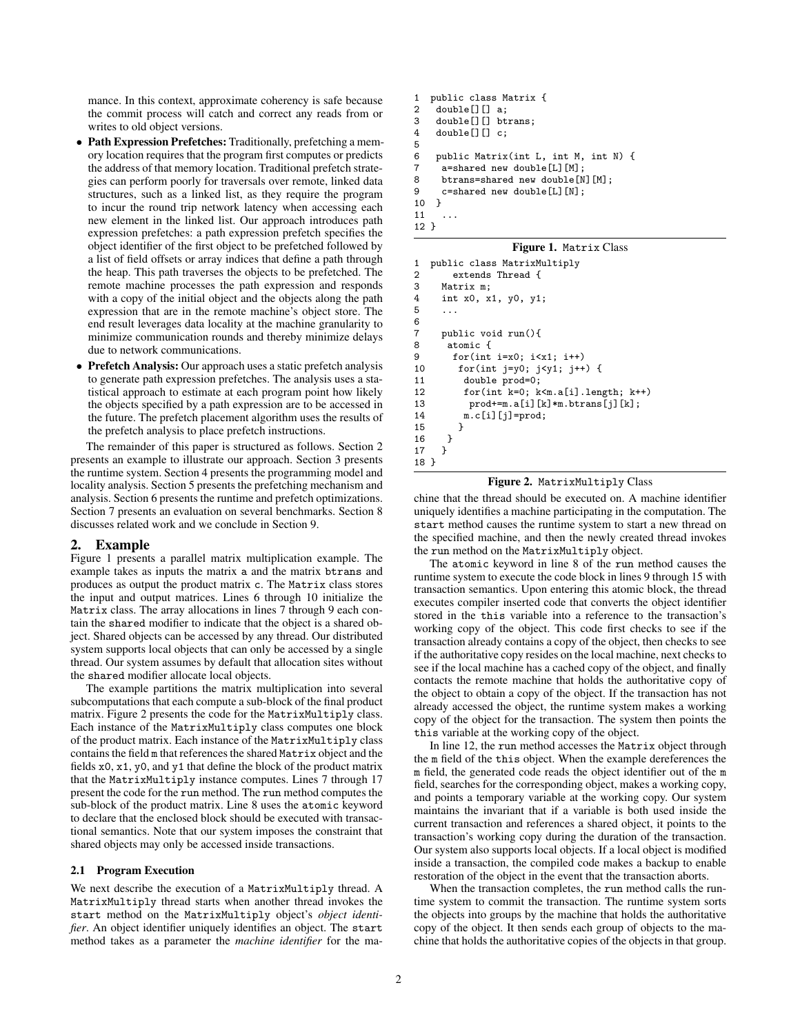mance. In this context, approximate coherency is safe because the commit process will catch and correct any reads from or writes to old object versions.

- **Path Expression Prefetches:** Traditionally, prefetching a memory location requires that the program first computes or predicts the address of that memory location. Traditional prefetch strategies can perform poorly for traversals over remote, linked data structures, such as a linked list, as they require the program to incur the round trip network latency when accessing each new element in the linked list. Our approach introduces path expression prefetches: a path expression prefetch specifies the object identifier of the first object to be prefetched followed by a list of field offsets or array indices that define a path through the heap. This path traverses the objects to be prefetched. The remote machine processes the path expression and responds with a copy of the initial object and the objects along the path expression that are in the remote machine's object store. The end result leverages data locality at the machine granularity to minimize communication rounds and thereby minimize delays due to network communications.
- **Prefetch Analysis:** Our approach uses a static prefetch analysis to generate path expression prefetches. The analysis uses a statistical approach to estimate at each program point how likely the objects specified by a path expression are to be accessed in the future. The prefetch placement algorithm uses the results of the prefetch analysis to place prefetch instructions.

The remainder of this paper is structured as follows. Section 2 presents an example to illustrate our approach. Section 3 presents the runtime system. Section 4 presents the programming model and locality analysis. Section 5 presents the prefetching mechanism and analysis. Section 6 presents the runtime and prefetch optimizations. Section 7 presents an evaluation on several benchmarks. Section 8 discusses related work and we conclude in Section 9.

## 2. Example

Figure 1 presents a parallel matrix multiplication example. The example takes as inputs the matrix a and the matrix btrans and produces as output the product matrix c. The Matrix class stores the input and output matrices. Lines 6 through 10 initialize the Matrix class. The array allocations in lines 7 through 9 each contain the shared modifier to indicate that the object is a shared object. Shared objects can be accessed by any thread. Our distributed system supports local objects that can only be accessed by a single thread. Our system assumes by default that allocation sites without the shared modifier allocate local objects.

The example partitions the matrix multiplication into several subcomputations that each compute a sub-block of the final product matrix. Figure 2 presents the code for the MatrixMultiply class. Each instance of the MatrixMultiply class computes one block of the product matrix. Each instance of the MatrixMultiply class contains the field m that references the shared Matrix object and the fields x0, x1, y0, and y1 that define the block of the product matrix that the MatrixMultiply instance computes. Lines 7 through 17 present the code for the run method. The run method computes the sub-block of the product matrix. Line 8 uses the atomic keyword to declare that the enclosed block should be executed with transactional semantics. Note that our system imposes the constraint that shared objects may only be accessed inside transactions.

### 2.1 Program Execution

We next describe the execution of a MatrixMultiply thread. A MatrixMultiply thread starts when another thread invokes the start method on the MatrixMultiply object's *object identifier*. An object identifier uniquely identifies an object. The start method takes as a parameter the *machine identifier* for the machine that the thread should be executed on. A machine identifier uniquely identifies a machine participating in the computation. The start method causes the runtime system to start a new thread on the specified machine, and then the newly created thread invokes the run method on the MatrixMultiply object.

```
1  public class Matrix {
2   double[][] a;
3   double[][] btrans;
4   double[][] c;
5
6   public Matrix(int L, int M, int N) {
7    a=shared new double[L][M];
8    btrans=shared new double[N][M];
9    c=shared new double[L][N];
10  }
11   ...
12 }
```

**Figure 1.** Matrix Class

```
1  public class MatrixMultiply
2      extends Thread {
3    Matrix m;
4    int x0, x1, y0, y1;
5    ...
6
7    public void run(){
8     atomic {
9      for(int i=x0; i<x1; i++)
10      for(int j=y0; j<y1; j++) {
11       double prod=0;
12       for(int k=0; k<m.a[i].length; k++)
13        prod+=m.a[i][k]*m.btrans[j][k];
14       m.c[i][j]=prod;
15      }
16    }
17   }
18 }
```

**Figure 2.** MatrixMultiply Class

The atomic keyword in line 8 of the run method causes the runtime system to execute the code block in lines 9 through 15 with transaction semantics. Upon entering this atomic block, the thread executes compiler inserted code that converts the object identifier stored in the this variable into a reference to the transaction's working copy of the object. This code first checks to see if the transaction already contains a copy of the object, then checks to see if the authoritative copy resides on the local machine, next checks to see if the local machine has a cached copy of the object, and finally contacts the remote machine that holds the authoritative copy of the object to obtain a copy of the object. If the transaction has not already accessed the object, the runtime system makes a working copy of the object for the transaction. The system then points the this variable at the working copy of the object.

In line 12, the run method accesses the Matrix object through the m field of the this object. When the example dereferences the m field, the generated code reads the object identifier out of the m field, searches for the corresponding object, makes a working copy, and points a temporary variable at the working copy. Our system maintains the invariant that if a variable is both used inside the current transaction and references a shared object, it points to the transaction's working copy during the duration of the transaction. Our system also supports local objects. If a local object is modified inside a transaction, the compiled code makes a backup to enable restoration of the object in the event that the transaction aborts.

When the transaction completes, the run method calls the runtime system to commit the transaction. The runtime system sorts the objects into groups by the machine that holds the authoritative copy of the object. It then sends each group of objects to the machine that holds the authoritative copies of the objects in that group.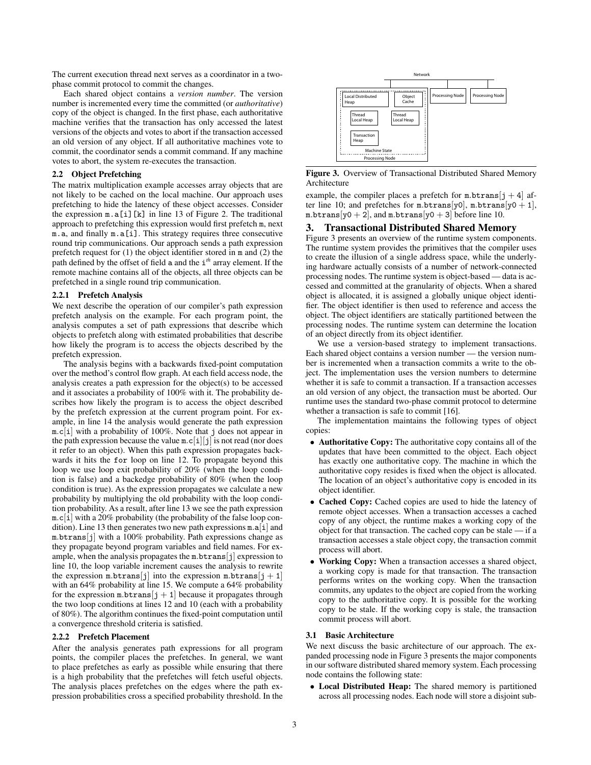The current execution thread next serves as a coordinator in a two-phase commit protocol to commit the changes.

Each shared object contains a *version number*. The version number is incremented every time the committed (or *authoritative*) copy of the object is changed. In the first phase, each authoritative machine verifies that the transaction has only accessed the latest versions of the objects and votes to abort if the transaction accessed an old version of any object. If all authoritative machines vote to commit, the coordinator sends a commit command. If any machine votes to abort, the system re-executes the transaction.

### 2.2 Object Prefetching

The matrix multiplication example accesses array objects that are not likely to be cached on the local machine. Our approach uses prefetching to hide the latency of these object accesses. Consider the expression `m.a[i][k]` in line 13 of Figure 2. The traditional approach to prefetching this expression would first prefetch `m`, next `m.a`, and finally `m.a[i]`. This strategy requires three consecutive round trip communications. Our approach sends a path expression prefetch request for (1) the object identifier stored in `m` and (2) the path defined by the offset of field `a` and the `i`$^{th}$ array element. If the remote machine contains all of the objects, all three objects can be prefetched in a single round trip communication.

#### 2.2.1 Prefetch Analysis

We next describe the operation of our compiler's path expression prefetch analysis on the example. For each program point, the analysis computes a set of path expressions that describe which objects to prefetch along with estimated probabilities that describe how likely the program is to access the objects described by the prefetch expression.

The analysis begins with a backwards fixed-point computation over the method's control flow graph. At each field access node, the analysis creates a path expression for the object(s) to be accessed and it associates a probability of 100% with it. The probability describes how likely the program is to access the object described by the prefetch expression at the current program point. For example, in line 14 the analysis would generate the path expression m.c[i] with a probability of 100%. Note that j does not appear in the path expression because the value m.c[i][j] is not read (nor does it refer to an object). When this path expression propagates backwards it hits the `for` loop on line 12. To propagate beyond this loop we use loop exit probability of 20% (when the loop condition is false) and a backedge probability of 80% (when the loop condition is true). As the expression propagates we calculate a new probability by multiplying the old probability with the loop condition probability. As a result, after line 13 we see the path expression m.c[i] with a 20% probability (the probability of the false loop condition). Line 13 then generates two new path expressions m.a[i] and m.btrans[j] with a 100% probability. Path expressions change as they propagate beyond program variables and field names. For example, when the analysis propagates the m.btrans[j] expression to line 10, the loop variable increment causes the analysis to rewrite the expression m.btrans[j] into the expression m.btrans[j + 1] with an 64% probability at line 15. We compute a 64% probability for the expression m.btrans[j + 1] because it propagates through the two loop conditions at lines 12 and 10 (each with a probability of 80%). The algorithm continues the fixed-point computation until a convergence threshold criteria is satisfied.

#### 2.2.2 Prefetch Placement

After the analysis generates path expressions for all program points, the compiler places the prefetches. In general, we want to place prefetches as early as possible while ensuring that there is a high probability that the prefetches will fetch useful objects. The analysis places prefetches on the edges where the path expression probabilities cross a specified probability threshold. In the example, the compiler places a prefetch for m.btrans[j + 4] after line 10; and prefetches for m.btrans[y0], m.btrans[y0 + 1], m.btrans[y0 + 2], and m.btrans[y0 + 3] before line 10.

Figure 3. Overview of Transactional Distributed Shared Memory Architecture

## 3. Transactional Distributed Shared Memory

Figure 3 presents an overview of the runtime system components. The runtime system provides the primitives that the compiler uses to create the illusion of a single address space, while the underlying hardware actually consists of a number of network-connected processing nodes. The runtime system is object-based — data is accessed and committed at the granularity of objects. When a shared object is allocated, it is assigned a globally unique object identifier. The object identifier is then used to reference and access the object. The object identifiers are statically partitioned between the processing nodes. The runtime system can determine the location of an object directly from its object identifier.

We use a version-based strategy to implement transactions. Each shared object contains a version number — the version number is incremented when a transaction commits a write to the object. The implementation uses the version numbers to determine whether it is safe to commit a transaction. If a transaction accesses an old version of any object, the transaction must be aborted. Our runtime uses the standard two-phase commit protocol to determine whether a transaction is safe to commit [16].

The implementation maintains the following types of object copies:

- **Authoritative Copy:** The authoritative copy contains all of the updates that have been committed to the object. Each object has exactly one authoritative copy. The machine in which the authoritative copy resides is fixed when the object is allocated. The location of an object's authoritative copy is encoded in its object identifier.
- **Cached Copy:** Cached copies are used to hide the latency of remote object accesses. When a transaction accesses a cached copy of any object, the runtime makes a working copy of the object for that transaction. The cached copy can be stale — if a transaction accesses a stale object copy, the transaction commit process will abort.
- **Working Copy:** When a transaction accesses a shared object, a working copy is made for that transaction. The transaction performs writes on the working copy. When the transaction commits, any updates to the object are copied from the working copy to the authoritative copy. It is possible for the working copy to be stale. If the working copy is stale, the transaction commit process will abort.

### 3.1 Basic Architecture

We next discuss the basic architecture of our approach. The expanded processing node in Figure 3 presents the major components in our software distributed shared memory system. Each processing node contains the following state:

- **Local Distributed Heap:** The shared memory is partitioned across all processing nodes. Each node will store a disjoint sub-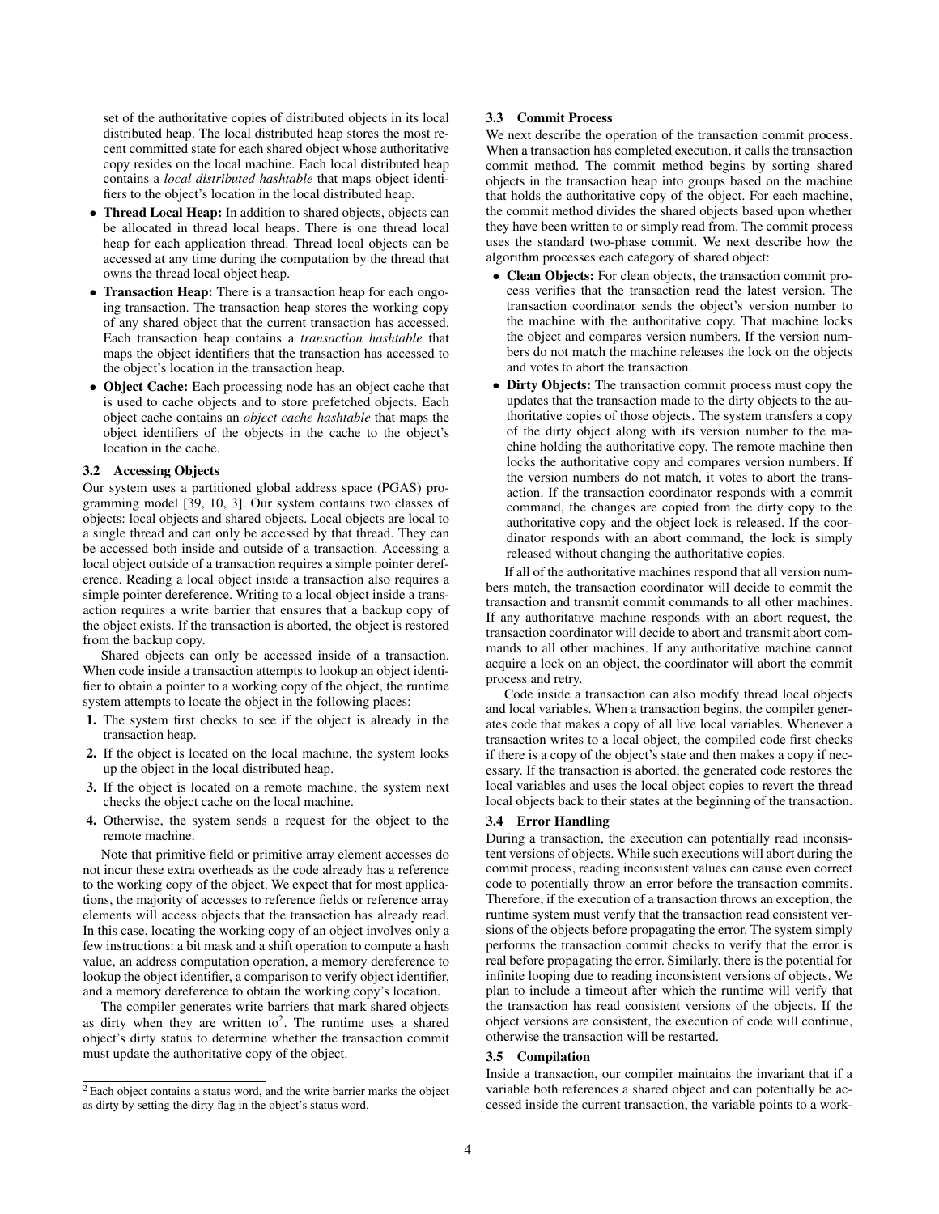set of the authoritative copies of distributed objects in its local distributed heap. The local distributed heap stores the most recent committed state for each shared object whose authoritative copy resides on the local machine. Each local distributed heap contains a *local distributed hashtable* that maps object identifiers to the object's location in the local distributed heap.

- **Thread Local Heap:** In addition to shared objects, objects can be allocated in thread local heaps. There is one thread local heap for each application thread. Thread local objects can be accessed at any time during the computation by the thread that owns the thread local object heap.
- **Transaction Heap:** There is a transaction heap for each ongoing transaction. The transaction heap stores the working copy of any shared object that the current transaction has accessed. Each transaction heap contains a *transaction hashtable* that maps the object identifiers that the transaction has accessed to the object's location in the transaction heap.
- **Object Cache:** Each processing node has an object cache that is used to cache objects and to store prefetched objects. Each object cache contains an *object cache hashtable* that maps the object identifiers of the objects in the cache to the object's location in the cache.

### 3.2 Accessing Objects

Our system uses a partitioned global address space (PGAS) programming model [39, 10, 3]. Our system contains two classes of objects: local objects and shared objects. Local objects are local to a single thread and can only be accessed by that thread. They can be accessed both inside and outside of a transaction. Accessing a local object outside of a transaction requires a simple pointer dereference. Reading a local object inside a transaction also requires a simple pointer dereference. Writing to a local object inside a transaction requires a write barrier that ensures that a backup copy of the object exists. If the transaction is aborted, the object is restored from the backup copy.

Shared objects can only be accessed inside of a transaction. When code inside a transaction attempts to lookup an object identifier to obtain a pointer to a working copy of the object, the runtime system attempts to locate the object in the following places:

1. The system first checks to see if the object is already in the transaction heap.
2. If the object is located on the local machine, the system looks up the object in the local distributed heap.
3. If the object is located on a remote machine, the system next checks the object cache on the local machine.
4. Otherwise, the system sends a request for the object to the remote machine.

Note that primitive field or primitive array element accesses do not incur these extra overheads as the code already has a reference to the working copy of the object. We expect that for most applications, the majority of accesses to reference fields or reference array elements will access objects that the transaction has already read. In this case, locating the working copy of an object involves only a few instructions: a bit mask and a shift operation to compute a hash value, an address computation operation, a memory dereference to lookup the object identifier, a comparison to verify object identifier, and a memory dereference to obtain the working copy's location.

The compiler generates write barriers that mark shared objects as dirty when they are written to[2]. The runtime uses a shared object's dirty status to determine whether the transaction commit must update the authoritative copy of the object.

[2] Each object contains a status word, and the write barrier marks the object as dirty by setting the dirty flag in the object's status word.

### 3.3 Commit Process

We next describe the operation of the transaction commit process. When a transaction has completed execution, it calls the transaction commit method. The commit method begins by sorting shared objects in the transaction heap into groups based on the machine that holds the authoritative copy of the object. For each machine, the commit method divides the shared objects based upon whether they have been written to or simply read from. The commit process uses the standard two-phase commit. We next describe how the algorithm processes each category of shared object:

- **Clean Objects:** For clean objects, the transaction commit process verifies that the transaction read the latest version. The transaction coordinator sends the object's version number to the machine with the authoritative copy. That machine locks the object and compares version numbers. If the version numbers do not match the machine releases the lock on the objects and votes to abort the transaction.
- **Dirty Objects:** The transaction commit process must copy the updates that the transaction made to the dirty objects to the authoritative copies of those objects. The system transfers a copy of the dirty object along with its version number to the machine holding the authoritative copy. The remote machine then locks the authoritative copy and compares version numbers. If the version numbers do not match, it votes to abort the transaction. If the transaction coordinator responds with a commit command, the changes are copied from the dirty copy to the authoritative copy and the object lock is released. If the coordinator responds with an abort command, the lock is simply released without changing the authoritative copies.

If all of the authoritative machines respond that all version numbers match, the transaction coordinator will decide to commit the transaction and transmit commit commands to all other machines. If any authoritative machine responds with an abort request, the transaction coordinator will decide to abort and transmit abort commands to all other machines. If any authoritative machine cannot acquire a lock on an object, the coordinator will abort the commit process and retry.

Code inside a transaction can also modify thread local objects and local variables. When a transaction begins, the compiler generates code that makes a copy of all live local variables. Whenever a transaction writes to a local object, the compiled code first checks if there is a copy of the object's state and then makes a copy if necessary. If the transaction is aborted, the generated code restores the local variables and uses the local object copies to revert the thread local objects back to their states at the beginning of the transaction.

### 3.4 Error Handling

During a transaction, the execution can potentially read inconsistent versions of objects. While such executions will abort during the commit process, reading inconsistent values can cause even correct code to potentially throw an error before the transaction commits. Therefore, if the execution of a transaction throws an exception, the runtime system must verify that the transaction read consistent versions of the objects before propagating the error. The system simply performs the transaction commit checks to verify that the error is real before propagating the error. Similarly, there is the potential for infinite looping due to reading inconsistent versions of objects. We plan to include a timeout after which the runtime will verify that the transaction has read consistent versions of the objects. If the object versions are consistent, the execution of code will continue, otherwise the transaction will be restarted.

### 3.5 Compilation

Inside a transaction, our compiler maintains the invariant that if a variable both references a shared object and can potentially be accessed inside the current transaction, the variable points to a work-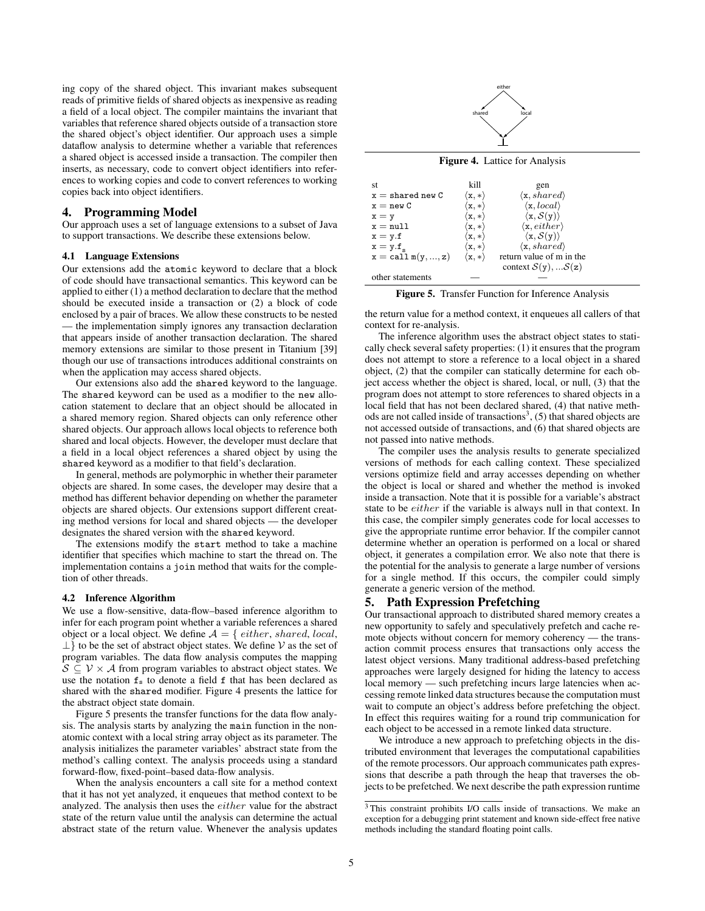ing copy of the shared object. This invariant makes subsequent reads of primitive fields of shared objects as inexpensive as reading a field of a local object. The compiler then maintains the invariant that variables that reference shared objects outside of a transaction store the shared object's object identifier. Our approach uses a simple dataflow analysis to determine whether a variable that references a shared object is accessed inside a transaction. The compiler then inserts, as necessary, code to convert object identifiers into references to working copies and code to convert references to working copies back into object identifiers.

## 4. Programming Model

Our approach uses a set of language extensions to a subset of Java to support transactions. We describe these extensions below.

### 4.1 Language Extensions

Our extensions add the `atomic` keyword to declare that a block of code should have transactional semantics. This keyword can be applied to either (1) a method declaration to declare that the method should be executed inside a transaction or (2) a block of code enclosed by a pair of braces. We allow these constructs to be nested — the implementation simply ignores any transaction declaration that appears inside of another transaction declaration. The shared memory extensions are similar to those present in Titanium [39] though our use of transactions introduces additional constraints on when the application may access shared objects.

Our extensions also add the `shared` keyword to the language. The `shared` keyword can be used as a modifier to the `new` allocation statement to declare that an object should be allocated in a shared memory region. Shared objects can only reference other shared objects. Our approach allows local objects to reference both shared and local objects. However, the developer must declare that a field in a local object references a shared object by using the `shared` keyword as a modifier to that field's declaration.

In general, methods are polymorphic in whether their parameter objects are shared. In some cases, the developer may desire that a method has different behavior depending on whether the parameter objects are shared objects. Our extensions support different creating method versions for local and shared objects — the developer designates the shared version with the `shared` keyword.

The extensions modify the `start` method to take a machine identifier that specifies which machine to start the thread on. The implementation contains a `join` method that waits for the completion of other threads.

### 4.2 Inference Algorithm

We use a flow-sensitive, data-flow–based inference algorithm to infer for each program point whether a variable references a shared object or a local object. We define $\mathcal{A} = \{\, either, shared, local, \bot \}$ to be the set of abstract object states. We define $\mathcal{V}$ as the set of program variables. The data flow analysis computes the mapping $\mathcal{S} \subseteq \mathcal{V} \times \mathcal{A}$ from program variables to abstract object states. We use the notation $\mathtt{f_s}$ to denote a field `f` that has been declared as shared with the `shared` modifier. Figure 4 presents the lattice for the abstract object state domain.

Figure 5 presents the transfer functions for the data flow analysis. The analysis starts by analyzing the `main` function in the non-atomic context with a local string array object as its parameter. The analysis initializes the parameter variables' abstract state from the method's calling context. The analysis proceeds using a standard forward-flow, fixed-point–based data-flow analysis.

When the analysis encounters a call site for a method context that it has not yet analyzed, it enqueues that method context to be analyzed. The analysis then uses the *either* value for the abstract state of the return value until the analysis can determine the actual abstract state of the return value. Whenever the analysis updates the return value for a method context, it enqueues all callers of that context for re-analysis.

**Figure 4.** Lattice for Analysis

| st | kill | gen |
|---|---|---|
| $\mathtt{x = shared\ new\ C}$ | $\langle \mathtt{x}, * \rangle$ | $\langle \mathtt{x}, shared \rangle$ |
| $\mathtt{x = new\ C}$ | $\langle \mathtt{x}, * \rangle$ | $\langle \mathtt{x}, local \rangle$ |
| $\mathtt{x = y}$ | $\langle \mathtt{x}, * \rangle$ | $\langle \mathtt{x}, \mathcal{S}(\mathtt{y}) \rangle$ |
| $\mathtt{x = null}$ | $\langle \mathtt{x}, * \rangle$ | $\langle \mathtt{x}, either \rangle$ |
| $\mathtt{x = y.f}$ | $\langle \mathtt{x}, * \rangle$ | $\langle \mathtt{x}, \mathcal{S}(\mathtt{y}) \rangle$ |
| $\mathtt{x = y.f_s}$ | $\langle \mathtt{x}, * \rangle$ | $\langle \mathtt{x}, shared \rangle$ |
| $\mathtt{x = call\ m(y, ..., z)}$ | $\langle \mathtt{x}, * \rangle$ | return value of m in the context $\mathcal{S}(\mathtt{y}), ...\mathcal{S}(\mathtt{z})$ |
| other statements | — | — |

**Figure 5.** Transfer Function for Inference Analysis

The inference algorithm uses the abstract object states to statically check several safety properties: (1) it ensures that the program does not attempt to store a reference to a local object in a shared object, (2) that the compiler can statically determine for each object access whether the object is shared, local, or null, (3) that the program does not attempt to store references to shared objects in a local field that has not been declared shared, (4) that native methods are not called inside of transactions[3], (5) that shared objects are not accessed outside of transactions, and (6) that shared objects are not passed into native methods.

The compiler uses the analysis results to generate specialized versions of methods for each calling context. These specialized versions optimize field and array accesses depending on whether the object is local or shared and whether the method is invoked inside a transaction. Note that it is possible for a variable's abstract state to be *either* if the variable is always null in that context. In this case, the compiler simply generates code for local accesses to give the appropriate runtime error behavior. If the compiler cannot determine whether an operation is performed on a local or shared object, it generates a compilation error. We also note that there is the potential for the analysis to generate a large number of versions for a single method. If this occurs, the compiler could simply generate a generic version of the method.

## 5. Path Expression Prefetching

Our transactional approach to distributed shared memory creates a new opportunity to safely and speculatively prefetch and cache remote objects without concern for memory coherency — the transaction commit process ensures that transactions only access the latest object versions. Many traditional address-based prefetching approaches were largely designed for hiding the latency to access local memory — such prefetching incurs large latencies when accessing remote linked data structures because the computation must wait to compute an object's address before prefetching the object. In effect this requires waiting for a round trip communication for each object to be accessed in a remote linked data structure.

We introduce a new approach to prefetching objects in the distributed environment that leverages the computational capabilities of the remote processors. Our approach communicates path expressions that describe a path through the heap that traverses the objects to be prefetched. We next describe the path expression runtime

[3] This constraint prohibits I/O calls inside of transactions. We make an exception for a debugging print statement and known side-effect free native methods including the standard floating point calls.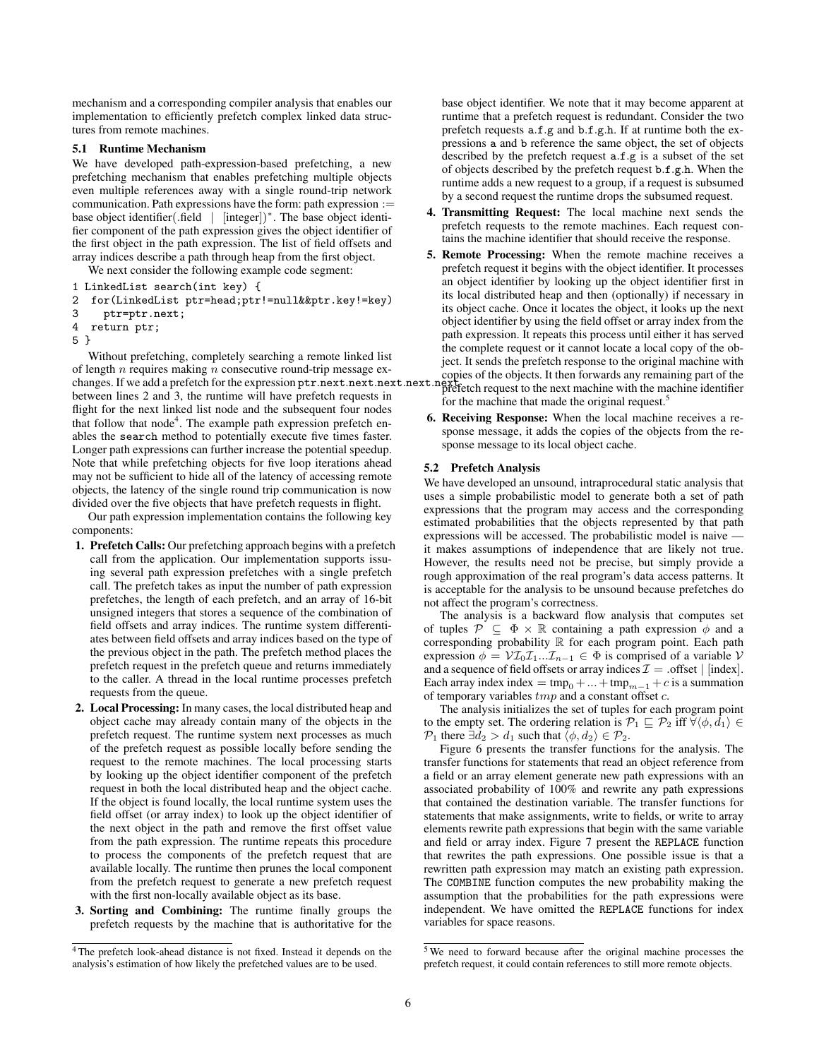mechanism and a corresponding compiler analysis that enables our implementation to efficiently prefetch complex linked data structures from remote machines.

### 5.1 Runtime Mechanism

We have developed path-expression-based prefetching, a new prefetching mechanism that enables prefetching multiple objects even multiple references away with a single round-trip network communication. Path expressions have the form: path expression := base object identifier(.field | [integer])$^*$. The base object identifier component of the path expression gives the object identifier of the first object in the path expression. The list of field offsets and array indices describe a path through heap from the first object.

We next consider the following example code segment:

```
1 LinkedList search(int key) {
2  for(LinkedList ptr=head;ptr!=null&&ptr.key!=key)
3    ptr=ptr.next;
4  return ptr;
5 }
```

Without prefetching, completely searching a remote linked list of length $n$ requires making $n$ consecutive round-trip message exchanges. If we add a prefetch for the expression `ptr.next.next.next.next.next` between lines 2 and 3, the runtime will have prefetch requests in flight for the next linked list node and the subsequent four nodes that follow that node[4]. The example path expression prefetch enables the `search` method to potentially execute five times faster. Longer path expressions can further increase the potential speedup. Note that while prefetching objects for five loop iterations ahead may not be sufficient to hide all of the latency of accessing remote objects, the latency of the single round trip communication is now divided over the five objects that have prefetch requests in flight.

Our path expression implementation contains the following key components:

1. **Prefetch Calls:** Our prefetching approach begins with a prefetch call from the application. Our implementation supports issuing several path expression prefetches with a single prefetch call. The prefetch takes as input the number of path expression prefetches, the length of each prefetch, and an array of 16-bit unsigned integers that stores a sequence of the combination of field offsets and array indices. The runtime system differentiates between field offsets and array indices based on the type of the previous object in the path. The prefetch method places the prefetch request in the prefetch queue and returns immediately to the caller. A thread in the local runtime processes prefetch requests from the queue.
2. **Local Processing:** In many cases, the local distributed heap and object cache may already contain many of the objects in the prefetch request. The runtime system next processes as much of the prefetch request as possible locally before sending the request to the remote machines. The local processing starts by looking up the object identifier component of the prefetch request in both the local distributed heap and the object cache. If the object is found locally, the local runtime system uses the field offset (or array index) to look up the object identifier of the next object in the path and remove the first offset value from the path expression. The runtime repeats this procedure to process the components of the prefetch request that are available locally. The runtime then prunes the local component from the prefetch request to generate a new prefetch request with the first non-locally available object as its base.
3. **Sorting and Combining:** The runtime finally groups the prefetch requests by the machine that is authoritative for the base object identifier. We note that it may become apparent at runtime that a prefetch request is redundant. Consider the two prefetch requests `a.f.g` and `b.f.g.h`. If at runtime both the expressions `a` and `b` reference the same object, the set of objects described by the prefetch request `a.f.g` is a subset of the set of objects described by the prefetch request `b.f.g.h`. When the runtime adds a new request to a group, if a request is subsumed by a second request the runtime drops the subsumed request.
4. **Transmitting Request:** The local machine next sends the prefetch requests to the remote machines. Each request contains the machine identifier that should receive the response.
5. **Remote Processing:** When the remote machine receives a prefetch request it begins with the object identifier. It processes an object identifier by looking up the object identifier first in its local distributed heap and then (optionally) if necessary in its object cache. Once it locates the object, it looks up the next object identifier by using the field offset or array index from the path expression. It repeats this process until either it has served the complete request or it cannot locate a local copy of the object. It sends the prefetch response to the original machine with copies of the objects. It then forwards any remaining part of the prefetch request to the next machine with the machine identifier for the machine that made the original request.[5]
6. **Receiving Response:** When the local machine receives a response message, it adds the copies of the objects from the response message to its local object cache.

### 5.2 Prefetch Analysis

We have developed an unsound, intraprocedural static analysis that uses a simple probabilistic model to generate both a set of path expressions that the program may access and the corresponding estimated probabilities that the objects represented by that path expressions will be accessed. The probabilistic model is naive — it makes assumptions of independence that are likely not true. However, the results need not be precise, but simply provide a rough approximation of the real program's data access patterns. It is acceptable for the analysis to be unsound because prefetches do not affect the program's correctness.

The analysis is a backward flow analysis that computes set of tuples $\mathcal{P} \subseteq \Phi \times \mathbb{R}$ containing a path expression $\phi$ and a corresponding probability $\mathbb{R}$ for each program point. Each path expression $\phi = \mathcal{V}\mathcal{I}_0\mathcal{I}_1...\mathcal{I}_{n-1} \in \Phi$ is comprised of a variable $\mathcal{V}$ and a sequence of field offsets or array indices $\mathcal{I} = .\text{offset} \mid [\text{index}]$. Each array index index $= \text{tmp}_0 + ... + \text{tmp}_{m-1} + c$ is a summation of temporary variables $tmp$ and a constant offset $c$.

The analysis initializes the set of tuples for each program point to the empty set. The ordering relation is $\mathcal{P}_1 \sqsubseteq \mathcal{P}_2$ iff $\forall \langle \phi, d_1 \rangle \in \mathcal{P}_1$ there $\exists d_2 > d_1$ such that $\langle \phi, d_2 \rangle \in \mathcal{P}_2$.

Figure 6 presents the transfer functions for the analysis. The transfer functions for statements that read an object reference from a field or an array element generate new path expressions with an associated probability of 100% and rewrite any path expressions that contained the destination variable. The transfer functions for statements that make assignments, write to fields, or write to array elements rewrite path expressions that begin with the same variable and field or array index. Figure 7 present the `REPLACE` function that rewrites the path expressions. One possible issue is that a rewritten path expression may match an existing path expression. The `COMBINE` function computes the new probability making the assumption that the probabilities for the path expressions were independent. We have omitted the `REPLACE` functions for index variables for space reasons.

---

[4] The prefetch look-ahead distance is not fixed. Instead it depends on the analysis's estimation of how likely the prefetched values are to be used.

[5] We need to forward because after the original machine processes the prefetch request, it could contain references to still more remote objects.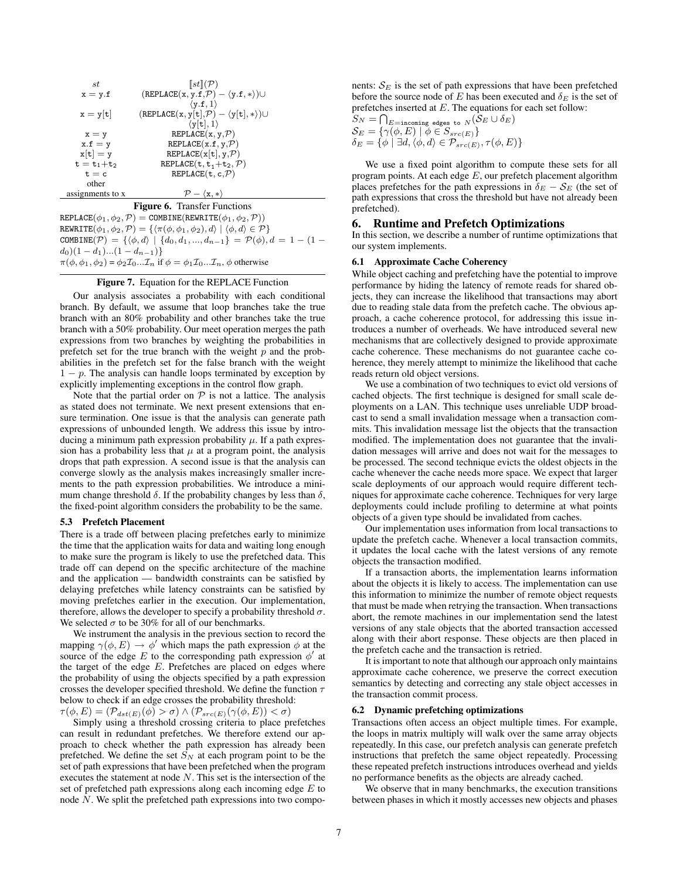| $st$ | $[\![st]\!](\mathcal{P})$ |
|---|---|
| x = y.f | $(\texttt{REPLACE}(\texttt{x}, \texttt{y.f}, \mathcal{P}) - \langle \texttt{y.f}, * \rangle) \cup \langle \texttt{y.f}, 1 \rangle$ |
| x = y[t] | $(\texttt{REPLACE}(\texttt{x}, \texttt{y[t]}, \mathcal{P}) - \langle \texttt{y[t]}, * \rangle) \cup \langle \texttt{y[t]}, 1 \rangle$ |
| x = y | $\texttt{REPLACE}(\texttt{x}, \texttt{y}, \mathcal{P})$ |
| x.f = y | $\texttt{REPLACE}(\texttt{x.f}, \texttt{y}, \mathcal{P})$ |
| x[t] = y | $\texttt{REPLACE}(\texttt{x[t]}, \texttt{y}, \mathcal{P})$ |
| $\texttt{t} = \texttt{t}_1 + \texttt{t}_2$ | $\texttt{REPLACE}(\texttt{t}, \texttt{t}_1 + \texttt{t}_2, \mathcal{P})$ |
| t = c | $\texttt{REPLACE}(\texttt{t}, \texttt{c}, \mathcal{P})$ |
| other assignments to x | $\mathcal{P} - \langle \texttt{x}, * \rangle$ |

**Figure 6.** Transfer Functions

$\texttt{REPLACE}(\phi_1, \phi_2, \mathcal{P}) = \texttt{COMBINE}(\texttt{REWRITE}(\phi_1, \phi_2, \mathcal{P}))$
$\texttt{REWRITE}(\phi_1, \phi_2, \mathcal{P}) = \{\langle \pi(\phi, \phi_1, \phi_2), d \rangle \mid \langle \phi, d \rangle \in \mathcal{P}\}$
$\texttt{COMBINE}(\mathcal{P}) = \{\langle \phi, d \rangle \mid \{d_0, d_1, ..., d_{n-1}\} = \mathcal{P}(\phi), d = 1 - (1 - d_0)(1 - d_1)...(1 - d_{n-1})\}$
$\pi(\phi, \phi_1, \phi_2) = \phi_2 \mathcal{I}_0 ... \mathcal{I}_n$ if $\phi = \phi_1 \mathcal{I}_0 ... \mathcal{I}_n$, $\phi$ otherwise

**Figure 7.** Equation for the REPLACE Function

Our analysis associates a probability with each conditional branch. By default, we assume that loop branches take the true branch with an 80% probability and other branches take the true branch with a 50% probability. Our meet operation merges the path expressions from two branches by weighting the probabilities in prefetch set for the true branch with the weight $p$ and the probabilities in the prefetch set for the false branch with the weight $1 - p$. The analysis can handle loops terminated by exception by explicitly implementing exceptions in the control flow graph.

Note that the partial order on $\mathcal{P}$ is not a lattice. The analysis as stated does not terminate. We next present extensions that ensure termination. One issue is that the analysis can generate path expressions of unbounded length. We address this issue by introducing a minimum path expression probability $\mu$. If a path expression has a probability less that $\mu$ at a program point, the analysis drops that path expression. A second issue is that the analysis can converge slowly as the analysis makes increasingly smaller increments to the path expression probabilities. We introduce a minimum change threshold $\delta$. If the probability changes by less than $\delta$, the fixed-point algorithm considers the probability to be the same.

### 5.3 Prefetch Placement

There is a trade off between placing prefetches early to minimize the time that the application waits for data and waiting long enough to make sure the program is likely to use the prefetched data. This trade off can depend on the specific architecture of the machine and the application — bandwidth constraints can be satisfied by delaying prefetches while latency constraints can be satisfied by moving prefetches earlier in the execution. Our implementation, therefore, allows the developer to specify a probability threshold $\sigma$. We selected $\sigma$ to be 30% for all of our benchmarks.

We instrument the analysis in the previous section to record the mapping $\gamma(\phi, E) \rightarrow \phi'$ which maps the path expression $\phi$ at the source of the edge $E$ to the corresponding path expression $\phi'$ at the target of the edge $E$. Prefetches are placed on edges where the probability of using the objects specified by a path expression crosses the developer specified threshold. We define the function $\tau$ below to check if an edge crosses the probability threshold:

$\tau(\phi, E) = (\mathcal{P}_{dst(E)}(\phi) > \sigma) \wedge (\mathcal{P}_{src(E)}(\gamma(\phi, E)) < \sigma)$

Simply using a threshold crossing criteria to place prefetches can result in redundant prefetches. We therefore extend our approach to check whether the path expression has already been prefetched. We define the set $S_N$ at each program point to be the set of path expressions that have been prefetched when the program executes the statement at node $N$. This set is the intersection of the set of prefetched path expressions along each incoming edge $E$ to node $N$. We split the prefetched path expressions into two components: $\mathcal{S}_E$ is the set of path expressions that have been prefetched before the source node of $E$ has been executed and $\delta_E$ is the set of prefetches inserted at $E$. The equations for each set follow:

$S_N = \bigcap_{E = \texttt{incoming edges to } N} (\mathcal{S}_E \cup \delta_E)$
$\mathcal{S}_E = \{\gamma(\phi, E) \mid \phi \in S_{src(E)}\}$
$\delta_E = \{\phi \mid \exists d, \langle \phi, d \rangle \in \mathcal{P}_{src(E)}, \tau(\phi, E)\}$

We use a fixed point algorithm to compute these sets for all program points. At each edge $E$, our prefetch placement algorithm places prefetches for the path expressions in $\delta_E - \mathcal{S}_E$ (the set of path expressions that cross the threshold but have not already been prefetched).

## 6. Runtime and Prefetch Optimizations

In this section, we describe a number of runtime optimizations that our system implements.

### 6.1 Approximate Cache Coherency

While object caching and prefetching have the potential to improve performance by hiding the latency of remote reads for shared objects, they can increase the likelihood that transactions may abort due to reading stale data from the prefetch cache. The obvious approach, a cache coherence protocol, for addressing this issue introduces a number of overheads. We have introduced several new mechanisms that are collectively designed to provide approximate cache coherence. These mechanisms do not guarantee cache coherence, they merely attempt to minimize the likelihood that cache reads return old object versions.

We use a combination of two techniques to evict old versions of cached objects. The first technique is designed for small scale deployments on a LAN. This technique uses unreliable UDP broadcast to send a small invalidation message when a transaction commits. This invalidation message list the objects that the transaction modified. The implementation does not guarantee that the invalidation messages will arrive and does not wait for the messages to be processed. The second technique evicts the oldest objects in the cache whenever the cache needs more space. We expect that larger scale deployments of our approach would require different techniques for approximate cache coherence. Techniques for very large deployments could include profiling to determine at what points objects of a given type should be invalidated from caches.

Our implementation uses information from local transactions to update the prefetch cache. Whenever a local transaction commits, it updates the local cache with the latest versions of any remote objects the transaction modified.

If a transaction aborts, the implementation learns information about the objects it is likely to access. The implementation can use this information to minimize the number of remote object requests that must be made when retrying the transaction. When transactions abort, the remote machines in our implementation send the latest versions of any stale objects that the aborted transaction accessed along with their abort response. These objects are then placed in the prefetch cache and the transaction is retried.

It is important to note that although our approach only maintains approximate cache coherence, we preserve the correct execution semantics by detecting and correcting any stale object accesses in the transaction commit process.

### 6.2 Dynamic prefetching optimizations

Transactions often access an object multiple times. For example, the loops in matrix multiply will walk over the same array objects repeatedly. In this case, our prefetch analysis can generate prefetch instructions that prefetch the same object repeatedly. Processing these repeated prefetch instructions introduces overhead and yields no performance benefits as the objects are already cached.

We observe that in many benchmarks, the execution transitions between phases in which it mostly accesses new objects and phases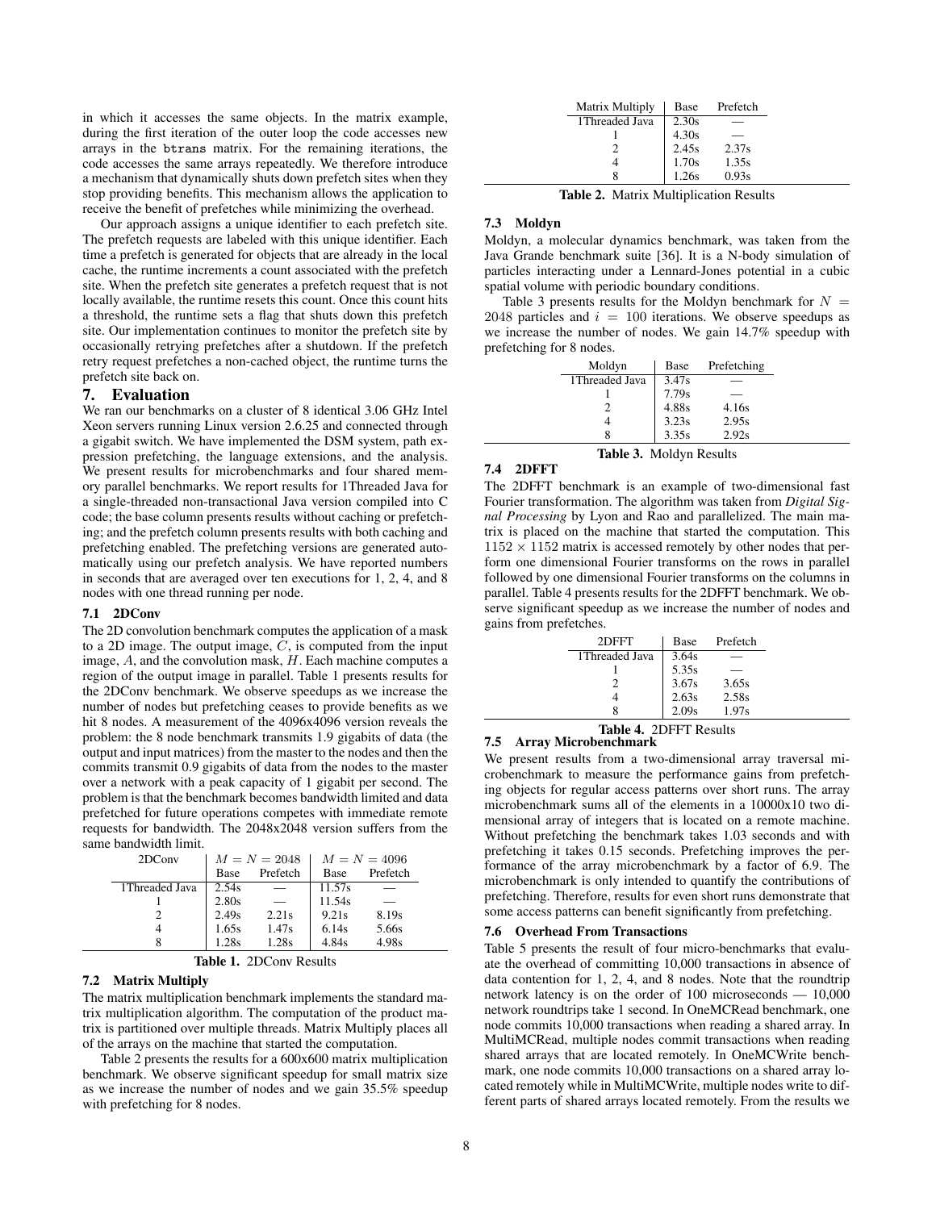in which it accesses the same objects. In the matrix example, during the first iteration of the outer loop the code accesses new arrays in the btrans matrix. For the remaining iterations, the code accesses the same arrays repeatedly. We therefore introduce a mechanism that dynamically shuts down prefetch sites when they stop providing benefits. This mechanism allows the application to receive the benefit of prefetches while minimizing the overhead.

Our approach assigns a unique identifier to each prefetch site. The prefetch requests are labeled with this unique identifier. Each time a prefetch is generated for objects that are already in the local cache, the runtime increments a count associated with the prefetch site. When the prefetch site generates a prefetch request that is not locally available, the runtime resets this count. Once this count hits a threshold, the runtime sets a flag that shuts down this prefetch site. Our implementation continues to monitor the prefetch site by occasionally retrying prefetches after a shutdown. If the prefetch retry request prefetches a non-cached object, the runtime turns the prefetch site back on.

# 7. Evaluation

We ran our benchmarks on a cluster of 8 identical 3.06 GHz Intel Xeon servers running Linux version 2.6.25 and connected through a gigabit switch. We have implemented the DSM system, path expression prefetching, the language extensions, and the analysis. We present results for microbenchmarks and four shared memory parallel benchmarks. We report results for 1Threaded Java for a single-threaded non-transactional Java version compiled into C code; the base column presents results without caching or prefetching; and the prefetch column presents results with both caching and prefetching enabled. The prefetching versions are generated automatically using our prefetch analysis. We have reported numbers in seconds that are averaged over ten executions for 1, 2, 4, and 8 nodes with one thread running per node.

## 7.1 2DConv

The 2D convolution benchmark computes the application of a mask to a 2D image. The output image, $C$, is computed from the input image, $A$, and the convolution mask, $H$. Each machine computes a region of the output image in parallel. Table 1 presents results for the 2DConv benchmark. We observe speedups as we increase the number of nodes but prefetching ceases to provide benefits as we hit 8 nodes. A measurement of the 4096x4096 version reveals the problem: the 8 node benchmark transmits 1.9 gigabits of data (the output and input matrices) from the master to the nodes and then the commits transmit 0.9 gigabits of data from the nodes to the master over a network with a peak capacity of 1 gigabit per second. The problem is that the benchmark becomes bandwidth limited and data prefetched for future operations competes with immediate remote requests for bandwidth. The 2048x2048 version suffers from the same bandwidth limit.

| 2DConv | $M = N = 2048$ | | $M = N = 4096$ | |
|---|---|---|---|---|
| | Base | Prefetch | Base | Prefetch |
| 1Threaded Java | 2.54s | — | 11.57s | — |
| 1 | 2.80s | — | 11.54s | — |
| 2 | 2.49s | 2.21s | 9.21s | 8.19s |
| 4 | 1.65s | 1.47s | 6.14s | 5.66s |
| 8 | 1.28s | 1.28s | 4.84s | 4.98s |

**Table 1.** 2DConv Results

## 7.2 Matrix Multiply

The matrix multiplication benchmark implements the standard matrix multiplication algorithm. The computation of the product matrix is partitioned over multiple threads. Matrix Multiply places all of the arrays on the machine that started the computation.

Table 2 presents the results for a 600x600 matrix multiplication benchmark. We observe significant speedup for small matrix size as we increase the number of nodes and we gain 35.5% speedup with prefetching for 8 nodes.

| Matrix Multiply | Base | Prefetch |
|---|---|---|
| 1Threaded Java | 2.30s | — |
| 1 | 4.30s | — |
| 2 | 2.45s | 2.37s |
| 4 | 1.70s | 1.35s |
| 8 | 1.26s | 0.93s |

**Table 2.** Matrix Multiplication Results

## 7.3 Moldyn

Moldyn, a molecular dynamics benchmark, was taken from the Java Grande benchmark suite [36]. It is a N-body simulation of particles interacting under a Lennard-Jones potential in a cubic spatial volume with periodic boundary conditions.

Table 3 presents results for the Moldyn benchmark for $N = 2048$ particles and $i = 100$ iterations. We observe speedups as we increase the number of nodes. We gain 14.7% speedup with prefetching for 8 nodes.

| Moldyn | Base | Prefetching |
|---|---|---|
| 1Threaded Java | 3.47s | — |
| 1 | 7.79s | — |
| 2 | 4.88s | 4.16s |
| 4 | 3.23s | 2.95s |
| 8 | 3.35s | 2.92s |

**Table 3.** Moldyn Results

## 7.4 2DFFT

The 2DFFT benchmark is an example of two-dimensional fast Fourier transformation. The algorithm was taken from *Digital Signal Processing* by Lyon and Rao and parallelized. The main matrix is placed on the machine that started the computation. This $1152 \times 1152$ matrix is accessed remotely by other nodes that perform one dimensional Fourier transforms on the rows in parallel followed by one dimensional Fourier transforms on the columns in parallel. Table 4 presents results for the 2DFFT benchmark. We observe significant speedup as we increase the number of nodes and gains from prefetches.

| 2DFFT | Base | Prefetch |
|---|---|---|
| 1Threaded Java | 3.64s | — |
| 1 | 5.35s | — |
| 2 | 3.67s | 3.65s |
| 4 | 2.63s | 2.58s |
| 8 | 2.09s | 1.97s |

**Table 4.** 2DFFT Results

## 7.5 Array Microbenchmark

We present results from a two-dimensional array traversal microbenchmark to measure the performance gains from prefetching objects for regular access patterns over short runs. The array microbenchmark sums all of the elements in a 10000x10 two dimensional array of integers that is located on a remote machine. Without prefetching the benchmark takes 1.03 seconds and with prefetching it takes 0.15 seconds. Prefetching improves the performance of the array microbenchmark by a factor of 6.9. The microbenchmark is only intended to quantify the contributions of prefetching. Therefore, results for even short runs demonstrate that some access patterns can benefit significantly from prefetching.

## 7.6 Overhead From Transactions

Table 5 presents the result of four micro-benchmarks that evaluate the overhead of committing 10,000 transactions in absence of data contention for 1, 2, 4, and 8 nodes. Note that the roundtrip network latency is on the order of 100 microseconds — 10,000 network roundtrips take 1 second. In OneMCRead benchmark, one node commits 10,000 transactions when reading a shared array. In MultiMCRead, multiple nodes commit transactions when reading shared arrays that are located remotely. In OneMCWrite benchmark, one node commits 10,000 transactions on a shared array located remotely while in MultiMCWrite, multiple nodes write to different parts of shared arrays located remotely. From the results we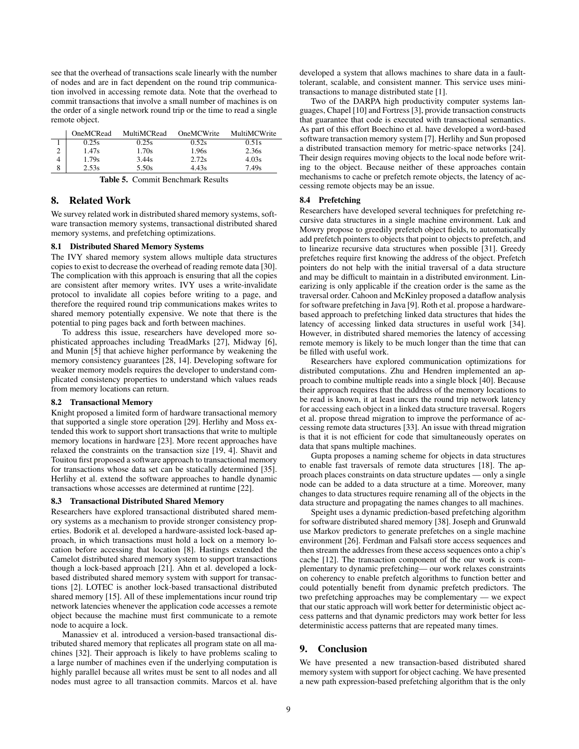see that the overhead of transactions scale linearly with the number of nodes and are in fact dependent on the round trip communication involved in accessing remote data. Note that the overhead to commit transactions that involve a small number of machines is on the order of a single network round trip or the time to read a single remote object.

| | OneMCRead | MultiMCRead | OneMCWrite | MultiMCWrite |
|---|---|---|---|---|
| 1 | 0.25s | 0.25s | 0.52s | 0.51s |
| 2 | 1.47s | 1.70s | 1.96s | 2.36s |
| 4 | 1.79s | 3.44s | 2.72s | 4.03s |
| 8 | 2.53s | 5.50s | 4.43s | 7.49s |

**Table 5.** Commit Benchmark Results

## 8. Related Work

We survey related work in distributed shared memory systems, software transaction memory systems, transactional distributed shared memory systems, and prefetching optimizations.

### 8.1 Distributed Shared Memory Systems

The IVY shared memory system allows multiple data structures copies to exist to decrease the overhead of reading remote data [30]. The complication with this approach is ensuring that all the copies are consistent after memory writes. IVY uses a write-invalidate protocol to invalidate all copies before writing to a page, and therefore the required round trip communications makes writes to shared memory potentially expensive. We note that there is the potential to ping pages back and forth between machines.

To address this issue, researchers have developed more sophisticated approaches including TreadMarks [27], Midway [6], and Munin [5] that achieve higher performance by weakening the memory consistency guarantees [28, 14]. Developing software for weaker memory models requires the developer to understand complicated consistency properties to understand which values reads from memory locations can return.

### 8.2 Transactional Memory

Knight proposed a limited form of hardware transactional memory that supported a single store operation [29]. Herlihy and Moss extended this work to support short transactions that write to multiple memory locations in hardware [23]. More recent approaches have relaxed the constraints on the transaction size [19, 4]. Shavit and Touitou first proposed a software approach to transactional memory for transactions whose data set can be statically determined [35]. Herlihy et al. extend the software approaches to handle dynamic transactions whose accesses are determined at runtime [22].

### 8.3 Transactional Distributed Shared Memory

Researchers have explored transactional distributed shared memory systems as a mechanism to provide stronger consistency properties. Bodorik et al. developed a hardware-assisted lock-based approach, in which transactions must hold a lock on a memory location before accessing that location [8]. Hastings extended the Camelot distributed shared memory system to support transactions though a lock-based approach [21]. Ahn et al. developed a lock-based distributed shared memory system with support for transactions [2]. LOTEC is another lock-based transactional distributed shared memory [15]. All of these implementations incur round trip network latencies whenever the application code accesses a remote object because the machine must first communicate to a remote node to acquire a lock.

Manassiev et al. introduced a version-based transactional distributed shared memory that replicates all program state on all machines [32]. Their approach is likely to have problems scaling to a large number of machines even if the underlying computation is highly parallel because all writes must be sent to all nodes and all nodes must agree to all transaction commits. Marcos et al. have developed a system that allows machines to share data in a fault-tolerant, scalable, and consistent manner. This service uses mini-transactions to manage distributed state [1].

Two of the DARPA high productivity computer systems languages, Chapel [10] and Fortress [3], provide transaction constructs that guarantee that code is executed with transactional semantics. As part of this effort Boechino et al. have developed a word-based software transaction memory system [7]. Herlihy and Sun proposed a distributed transaction memory for metric-space networks [24]. Their design requires moving objects to the local node before writing to the object. Because neither of these approaches contain mechanisms to cache or prefetch remote objects, the latency of accessing remote objects may be an issue.

### 8.4 Prefetching

Researchers have developed several techniques for prefetching recursive data structures in a single machine environment. Luk and Mowry propose to greedily prefetch object fields, to automatically add prefetch pointers to objects that point to objects to prefetch, and to linearize recursive data structures when possible [31]. Greedy prefetches require first knowing the address of the object. Prefetch pointers do not help with the initial traversal of a data structure and may be difficult to maintain in a distributed environment. Linearizing is only applicable if the creation order is the same as the traversal order. Cahoon and McKinley proposed a dataflow analysis for software prefetching in Java [9]. Roth et al. propose a hardware-based approach to prefetching linked data structures that hides the latency of accessing linked data structures in useful work [34]. However, in distributed shared memories the latency of accessing remote memory is likely to be much longer than the time that can be filled with useful work.

Researchers have explored communication optimizations for distributed computations. Zhu and Hendren implemented an approach to combine multiple reads into a single block [40]. Because their approach requires that the address of the memory locations to be read is known, it at least incurs the round trip network latency for accessing each object in a linked data structure traversal. Rogers et al. propose thread migration to improve the performance of accessing remote data structures [33]. An issue with thread migration is that it is not efficient for code that simultaneously operates on data that spans multiple machines.

Gupta proposes a naming scheme for objects in data structures to enable fast traversals of remote data structures [18]. The approach places constraints on data structure updates — only a single node can be added to a data structure at a time. Moreover, many changes to data structures require renaming all of the objects in the data structure and propagating the names changes to all machines.

Speight uses a dynamic prediction-based prefetching algorithm for software distributed shared memory [38]. Joseph and Grunwald use Markov predictors to generate prefetches on a single machine environment [26]. Ferdman and Falsafi store access sequences and then stream the addresses from these access sequences onto a chip's cache [12]. The transaction component of the our work is complementary to dynamic prefetching— our work relaxes constraints on coherency to enable prefetch algorithms to function better and could potentially benefit from dynamic prefetch predictors. The two prefetching approaches may be complementary — we expect that our static approach will work better for deterministic object access patterns and that dynamic predictors may work better for less deterministic access patterns that are repeated many times.

## 9. Conclusion

We have presented a new transaction-based distributed shared memory system with support for object caching. We have presented a new path expression-based prefetching algorithm that is the only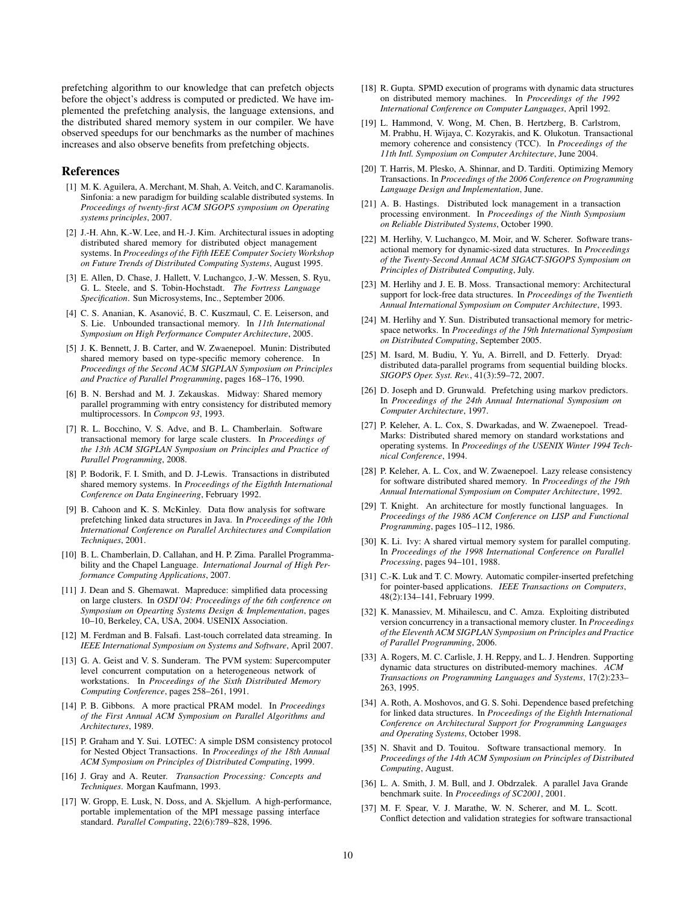prefetching algorithm to our knowledge that can prefetch objects before the object's address is computed or predicted. We have implemented the prefetching analysis, the language extensions, and the distributed shared memory system in our compiler. We have observed speedups for our benchmarks as the number of machines increases and also observe benefits from prefetching objects.

## References

[1] M. K. Aguilera, A. Merchant, M. Shah, A. Veitch, and C. Karamanolis. Sinfonia: a new paradigm for building scalable distributed systems. In *Proceedings of twenty-first ACM SIGOPS symposium on Operating systems principles*, 2007.

[2] J.-H. Ahn, K.-W. Lee, and H.-J. Kim. Architectural issues in adopting distributed shared memory for distributed object management systems. In *Proceedings of the Fifth IEEE Computer Society Workshop on Future Trends of Distributed Computing Systems*, August 1995.

[3] E. Allen, D. Chase, J. Hallett, V. Luchangco, J.-W. Messen, S. Ryu, G. L. Steele, and S. Tobin-Hochstadt. *The Fortress Language Specification*. Sun Microsystems, Inc., September 2006.

[4] C. S. Ananian, K. Asanović, B. C. Kuszmaul, C. E. Leiserson, and S. Lie. Unbounded transactional memory. In *11th International Symposium on High Performance Computer Architecture*, 2005.

[5] J. K. Bennett, J. B. Carter, and W. Zwaenepoel. Munin: Distributed shared memory based on type-specific memory coherence. In *Proceedings of the Second ACM SIGPLAN Symposium on Principles and Practice of Parallel Programming*, pages 168–176, 1990.

[6] B. N. Bershad and M. J. Zekauskas. Midway: Shared memory parallel programming with entry consistency for distributed memory multiprocessors. In *Compcon 93*, 1993.

[7] R. L. Bocchino, V. S. Adve, and B. L. Chamberlain. Software transactional memory for large scale clusters. In *Proceedings of the 13th ACM SIGPLAN Symposium on Principles and Practice of Parallel Programming*, 2008.

[8] P. Bodorik, F. I. Smith, and D. J-Lewis. Transactions in distributed shared memory systems. In *Proceedings of the Eigthth International Conference on Data Engineering*, February 1992.

[9] B. Cahoon and K. S. McKinley. Data flow analysis for software prefetching linked data structures in Java. In *Proceedings of the 10th International Conference on Parallel Architectures and Compilation Techniques*, 2001.

[10] B. L. Chamberlain, D. Callahan, and H. P. Zima. Parallel Programmability and the Chapel Language. *International Journal of High Performance Computing Applications*, 2007.

[11] J. Dean and S. Ghemawat. Mapreduce: simplified data processing on large clusters. In *OSDI'04: Proceedings of the 6th conference on Symposium on Opearting Systems Design & Implementation*, pages 10–10, Berkeley, CA, USA, 2004. USENIX Association.

[12] M. Ferdman and B. Falsafi. Last-touch correlated data streaming. In *IEEE International Symposium on Systems and Software*, April 2007.

[13] G. A. Geist and V. S. Sunderam. The PVM system: Supercomputer level concurrent computation on a heterogeneous network of workstations. In *Proceedings of the Sixth Distributed Memory Computing Conference*, pages 258–261, 1991.

[14] P. B. Gibbons. A more practical PRAM model. In *Proceedings of the First Annual ACM Symposium on Parallel Algorithms and Architectures*, 1989.

[15] P. Graham and Y. Sui. LOTEC: A simple DSM consistency protocol for Nested Object Transactions. In *Proceedings of the 18th Annual ACM Symposium on Principles of Distributed Computing*, 1999.

[16] J. Gray and A. Reuter. *Transaction Processing: Concepts and Techniques*. Morgan Kaufmann, 1993.

[17] W. Gropp, E. Lusk, N. Doss, and A. Skjellum. A high-performance, portable implementation of the MPI message passing interface standard. *Parallel Computing*, 22(6):789–828, 1996.

[18] R. Gupta. SPMD execution of programs with dynamic data structures on distributed memory machines. In *Proceedings of the 1992 International Conference on Computer Languages*, April 1992.

[19] L. Hammond, V. Wong, M. Chen, B. Hertzberg, B. Carlstrom, M. Prabhu, H. Wijaya, C. Kozyrakis, and K. Olukotun. Transactional memory coherence and consistency (TCC). In *Proceedings of the 11th Intl. Symposium on Computer Architecture*, June 2004.

[20] T. Harris, M. Plesko, A. Shinnar, and D. Tarditi. Optimizing Memory Transactions. In *Proceedings of the 2006 Conference on Programming Language Design and Implementation*, June.

[21] A. B. Hastings. Distributed lock management in a transaction processing environment. In *Proceedings of the Ninth Symposium on Reliable Distributed Systems*, October 1990.

[22] M. Herlihy, V. Luchangco, M. Moir, and W. Scherer. Software transactional memory for dynamic-sized data structures. In *Proceedings of the Twenty-Second Annual ACM SIGACT-SIGOPS Symposium on Principles of Distributed Computing*, July.

[23] M. Herlihy and J. E. B. Moss. Transactional memory: Architectural support for lock-free data structures. In *Proceedings of the Twentieth Annual International Symposium on Computer Architecture*, 1993.

[24] M. Herlihy and Y. Sun. Distributed transactional memory for metric-space networks. In *Proceedings of the 19th International Symposium on Distributed Computing*, September 2005.

[25] M. Isard, M. Budiu, Y. Yu, A. Birrell, and D. Fetterly. Dryad: distributed data-parallel programs from sequential building blocks. *SIGOPS Oper. Syst. Rev.*, 41(3):59–72, 2007.

[26] D. Joseph and D. Grunwald. Prefetching using markov predictors. In *Proceedings of the 24th Annual International Symposium on Computer Architecture*, 1997.

[27] P. Keleher, A. L. Cox, S. Dwarkadas, and W. Zwaenepoel. TreadMarks: Distributed shared memory on standard workstations and operating systems. In *Proceedings of the USENIX Winter 1994 Technical Conference*, 1994.

[28] P. Keleher, A. L. Cox, and W. Zwaenepoel. Lazy release consistency for software distributed shared memory. In *Proceedings of the 19th Annual International Symposium on Computer Architecture*, 1992.

[29] T. Knight. An architecture for mostly functional languages. In *Proceedings of the 1986 ACM Conference on LISP and Functional Programming*, pages 105–112, 1986.

[30] K. Li. Ivy: A shared virtual memory system for parallel computing. In *Proceedings of the 1998 International Conference on Parallel Processing*, pages 94–101, 1988.

[31] C.-K. Luk and T. C. Mowry. Automatic compiler-inserted prefetching for pointer-based applications. *IEEE Transactions on Computers*, 48(2):134–141, February 1999.

[32] K. Manassiev, M. Mihailescu, and C. Amza. Exploiting distributed version concurrency in a transactional memory cluster. In *Proceedings of the Eleventh ACM SIGPLAN Symposium on Principles and Practice of Parallel Programming*, 2006.

[33] A. Rogers, M. C. Carlisle, J. H. Reppy, and L. J. Hendren. Supporting dynamic data structures on distributed-memory machines. *ACM Transactions on Programming Languages and Systems*, 17(2):233–263, 1995.

[34] A. Roth, A. Moshovos, and G. S. Sohi. Dependence based prefetching for linked data structures. In *Proceedings of the Eighth International Conference on Architectural Support for Programming Languages and Operating Systems*, October 1998.

[35] N. Shavit and D. Touitou. Software transactional memory. In *Proceedings of the 14th ACM Symposium on Principles of Distributed Computing*, August.

[36] L. A. Smith, J. M. Bull, and J. Obdrzalek. A parallel Java Grande benchmark suite. In *Proceedings of SC2001*, 2001.

[37] M. F. Spear, V. J. Marathe, W. N. Scherer, and M. L. Scott. Conflict detection and validation strategies for software transactional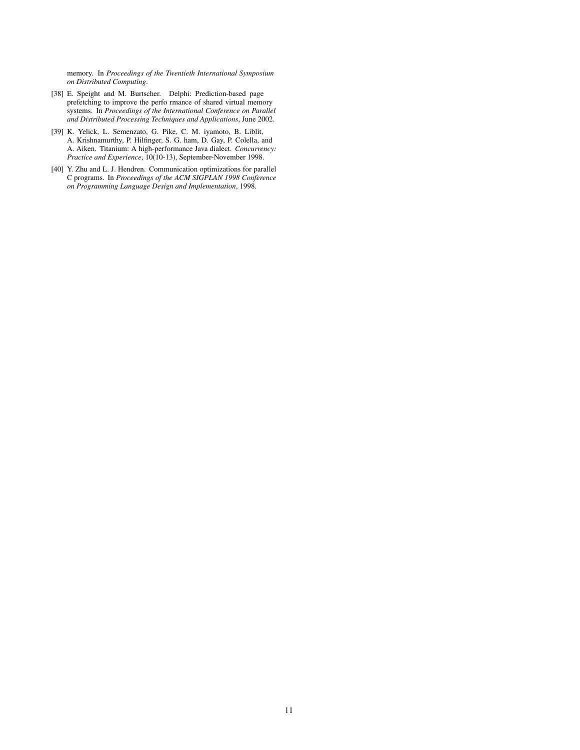memory. In *Proceedings of the Twentieth International Symposium on Distributed Computing*.

[38] E. Speight and M. Burtscher. Delphi: Prediction-based page prefetching to improve the perfo rmance of shared virtual memory systems. In *Proceedings of the International Conference on Parallel and Distributed Processing Techniques and Applications*, June 2002.

[39] K. Yelick, L. Semenzato, G. Pike, C. M. iyamoto, B. Liblit, A. Krishnamurthy, P. Hilfinger, S. G. ham, D. Gay, P. Colella, and A. Aiken. Titanium: A high-performance Java dialect. *Concurrency: Practice and Experience*, 10(10-13), September-November 1998.

[40] Y. Zhu and L. J. Hendren. Communication optimizations for parallel C programs. In *Proceedings of the ACM SIGPLAN 1998 Conference on Programming Language Design and Implementation*, 1998.